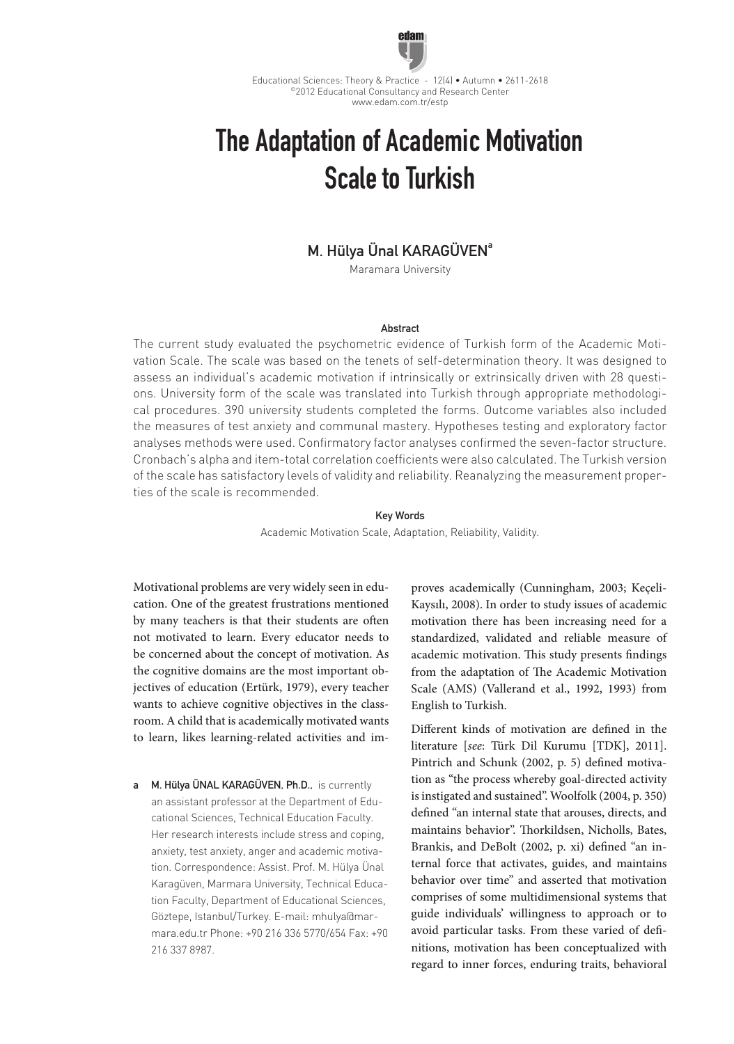# The Adaptation of Academic Motivation Scale to Turkish

**M. Hülya Ünal KARAGÜVEN**[a]

Maramara University

#### Abstract

The current study evaluated the psychometric evidence of Turkish form of the Academic Motivation Scale. The scale was based on the tenets of self-determination theory. It was designed to assess an individual's academic motivation if intrinsically or extrinsically driven with 28 questions. University form of the scale was translated into Turkish through appropriate methodological procedures. 390 university students completed the forms. Outcome variables also included the measures of test anxiety and communal mastery. Hypotheses testing and exploratory factor analyses methods were used. Confirmatory factor analyses confirmed the seven-factor structure. Cronbach's alpha and item-total correlation coefficients were also calculated. The Turkish version of the scale has satisfactory levels of validity and reliability. Reanalyzing the measurement properties of the scale is recommended.

#### Key Words

Academic Motivation Scale, Adaptation, Reliability, Validity.

Motivational problems are very widely seen in education. One of the greatest frustrations mentioned by many teachers is that their students are often not motivated to learn. Every educator needs to be concerned about the concept of motivation. As the cognitive domains are the most important objectives of education (Ertürk, 1979), every teacher wants to achieve cognitive objectives in the classroom. A child that is academically motivated wants to learn, likes learning-related activities and improves academically (Cunningham, 2003; Keçeli-Kaysılı, 2008). In order to study issues of academic motivation there has been increasing need for a standardized, validated and reliable measure of academic motivation. This study presents findings from the adaptation of The Academic Motivation Scale (AMS) (Vallerand et al., 1992, 1993) from English to Turkish.

Different kinds of motivation are defined in the literature [*see*: Türk Dil Kurumu [TDK], 2011]. Pintrich and Schunk (2002, p. 5) defined motivation as "the process whereby goal-directed activity is instigated and sustained". Woolfolk (2004, p. 350) defined "an internal state that arouses, directs, and maintains behavior". Thorkildsen, Nicholls, Bates, Brankis, and DeBolt (2002, p. xi) defined "an internal force that activates, guides, and maintains behavior over time" and asserted that motivation comprises of some multidimensional systems that guide individuals' willingness to approach or to avoid particular tasks. From these varied of definitions, motivation has been conceptualized with regard to inner forces, enduring traits, behavioral

a M. Hülya ÜNAL KARAGÜVEN, Ph.D., is currently an assistant professor at the Department of Educational Sciences, Technical Education Faculty. Her research interests include stress and coping, anxiety, test anxiety, anger and academic motivation. Correspondence: Assist. Prof. M. Hülya Ünal Karagüven, Marmara University, Technical Education Faculty, Department of Educational Sciences, Göztepe, Istanbul/Turkey. E-mail: mhulya@marmara.edu.tr Phone: +90 216 336 5770/654 Fax: +90 216 337 8987.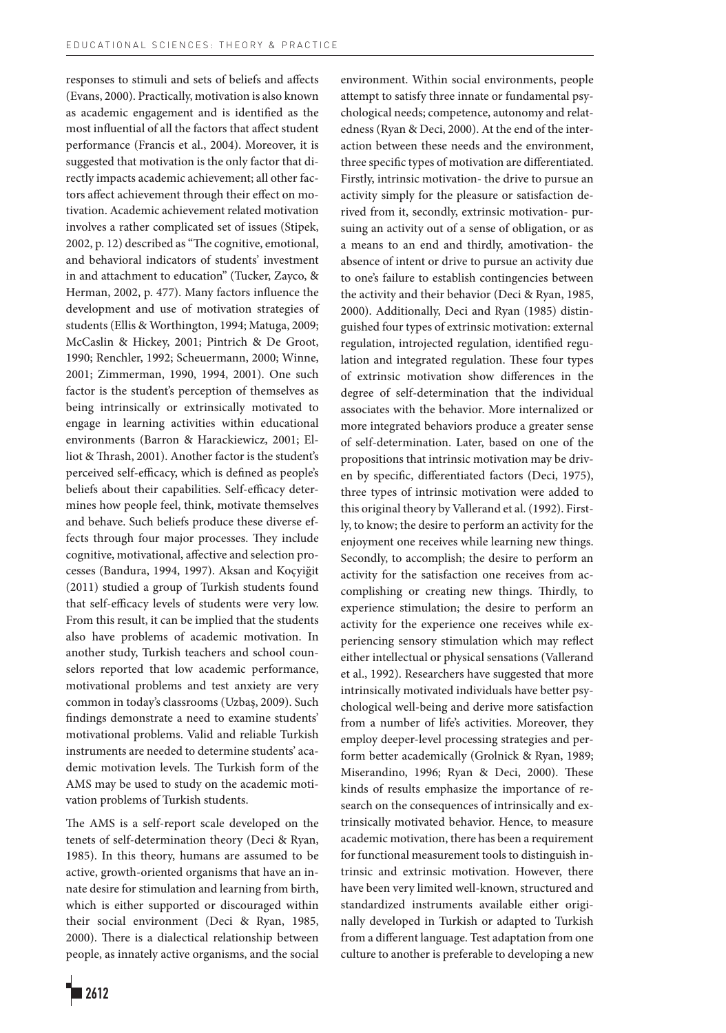responses to stimuli and sets of beliefs and affects (Evans, 2000). Practically, motivation is also known as academic engagement and is identified as the most influential of all the factors that affect student performance (Francis et al., 2004). Moreover, it is suggested that motivation is the only factor that directly impacts academic achievement; all other factors affect achievement through their effect on motivation. Academic achievement related motivation involves a rather complicated set of issues (Stipek, 2002, p. 12) described as "The cognitive, emotional, and behavioral indicators of students' investment in and attachment to education" (Tucker, Zayco, & Herman, 2002, p. 477). Many factors influence the development and use of motivation strategies of students (Ellis & Worthington, 1994; Matuga, 2009; McCaslin & Hickey, 2001; Pintrich & De Groot, 1990; Renchler, 1992; Scheuermann, 2000; Winne, 2001; Zimmerman, 1990, 1994, 2001). One such factor is the student's perception of themselves as being intrinsically or extrinsically motivated to engage in learning activities within educational environments (Barron & Harackiewicz, 2001; Elliot & Thrash, 2001). Another factor is the student's perceived self-efficacy, which is defined as people's beliefs about their capabilities. Self-efficacy determines how people feel, think, motivate themselves and behave. Such beliefs produce these diverse effects through four major processes. They include cognitive, motivational, affective and selection processes (Bandura, 1994, 1997). Aksan and Koçyiğit (2011) studied a group of Turkish students found that self-efficacy levels of students were very low. From this result, it can be implied that the students also have problems of academic motivation. In another study, Turkish teachers and school counselors reported that low academic performance, motivational problems and test anxiety are very common in today's classrooms (Uzbaş, 2009). Such findings demonstrate a need to examine students' motivational problems. Valid and reliable Turkish instruments are needed to determine students' academic motivation levels. The Turkish form of the AMS may be used to study on the academic motivation problems of Turkish students.

The AMS is a self-report scale developed on the tenets of self-determination theory (Deci & Ryan, 1985). In this theory, humans are assumed to be active, growth-oriented organisms that have an innate desire for stimulation and learning from birth, which is either supported or discouraged within their social environment (Deci & Ryan, 1985, 2000). There is a dialectical relationship between people, as innately active organisms, and the social environment. Within social environments, people attempt to satisfy three innate or fundamental psychological needs; competence, autonomy and relatedness (Ryan & Deci, 2000). At the end of the interaction between these needs and the environment, three specific types of motivation are differentiated. Firstly, intrinsic motivation- the drive to pursue an activity simply for the pleasure or satisfaction derived from it, secondly, extrinsic motivation- pursuing an activity out of a sense of obligation, or as a means to an end and thirdly, amotivation- the absence of intent or drive to pursue an activity due to one's failure to establish contingencies between the activity and their behavior (Deci & Ryan, 1985, 2000). Additionally, Deci and Ryan (1985) distinguished four types of extrinsic motivation: external regulation, introjected regulation, identified regulation and integrated regulation. These four types of extrinsic motivation show differences in the degree of self-determination that the individual associates with the behavior. More internalized or more integrated behaviors produce a greater sense of self-determination. Later, based on one of the propositions that intrinsic motivation may be driven by specific, differentiated factors (Deci, 1975), three types of intrinsic motivation were added to this original theory by Vallerand et al. (1992). Firstly, to know; the desire to perform an activity for the enjoyment one receives while learning new things. Secondly, to accomplish; the desire to perform an activity for the satisfaction one receives from accomplishing or creating new things. Thirdly, to experience stimulation; the desire to perform an activity for the experience one receives while experiencing sensory stimulation which may reflect either intellectual or physical sensations (Vallerand et al., 1992). Researchers have suggested that more intrinsically motivated individuals have better psychological well-being and derive more satisfaction from a number of life's activities. Moreover, they employ deeper-level processing strategies and perform better academically (Grolnick & Ryan, 1989; Miserandino, 1996; Ryan & Deci, 2000). These kinds of results emphasize the importance of research on the consequences of intrinsically and extrinsically motivated behavior. Hence, to measure academic motivation, there has been a requirement for functional measurement tools to distinguish intrinsic and extrinsic motivation. However, there have been very limited well-known, structured and standardized instruments available either originally developed in Turkish or adapted to Turkish from a different language. Test adaptation from one culture to another is preferable to developing a new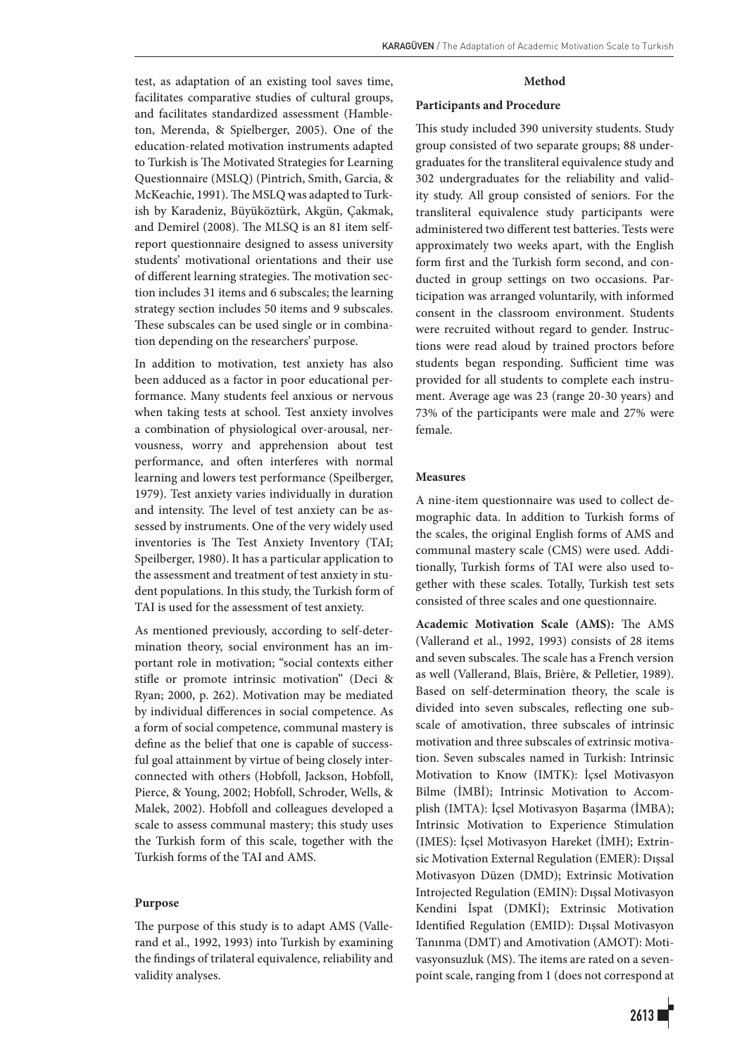test, as adaptation of an existing tool saves time, facilitates comparative studies of cultural groups, and facilitates standardized assessment (Hambleton, Merenda, & Spielberger, 2005). One of the education-related motivation instruments adapted to Turkish is The Motivated Strategies for Learning Questionnaire (MSLQ) (Pintrich, Smith, Garcia, & McKeachie, 1991). The MSLQ was adapted to Turkish by Karadeniz, Büyüköztürk, Akgün, Çakmak, and Demirel (2008). The MLSQ is an 81 item self-report questionnaire designed to assess university students' motivational orientations and their use of different learning strategies. The motivation section includes 31 items and 6 subscales; the learning strategy section includes 50 items and 9 subscales. These subscales can be used single or in combination depending on the researchers' purpose.

In addition to motivation, test anxiety has also been adduced as a factor in poor educational performance. Many students feel anxious or nervous when taking tests at school. Test anxiety involves a combination of physiological over-arousal, nervousness, worry and apprehension about test performance, and often interferes with normal learning and lowers test performance (Speilberger, 1979). Test anxiety varies individually in duration and intensity. The level of test anxiety can be assessed by instruments. One of the very widely used inventories is The Test Anxiety Inventory (TAI; Speilberger, 1980). It has a particular application to the assessment and treatment of test anxiety in student populations. In this study, the Turkish form of TAI is used for the assessment of test anxiety.

As mentioned previously, according to self-determination theory, social environment has an important role in motivation; "social contexts either stifle or promote intrinsic motivation" (Deci & Ryan; 2000, p. 262). Motivation may be mediated by individual differences in social competence. As a form of social competence, communal mastery is define as the belief that one is capable of successful goal attainment by virtue of being closely interconnected with others (Hobfoll, Jackson, Hobfoll, Pierce, & Young, 2002; Hobfoll, Schroder, Wells, & Malek, 2002). Hobfoll and colleagues developed a scale to assess communal mastery; this study uses the Turkish form of this scale, together with the Turkish forms of the TAI and AMS.

#### Purpose

The purpose of this study is to adapt AMS (Vallerand et al., 1992, 1993) into Turkish by examining the findings of trilateral equivalence, reliability and validity analyses.

## Method

#### Participants and Procedure

This study included 390 university students. Study group consisted of two separate groups; 88 undergraduates for the transliteral equivalence study and 302 undergraduates for the reliability and validity study. All group consisted of seniors. For the transliteral equivalence study participants were administered two different test batteries. Tests were approximately two weeks apart, with the English form first and the Turkish form second, and conducted in group settings on two occasions. Participation was arranged voluntarily, with informed consent in the classroom environment. Students were recruited without regard to gender. Instructions were read aloud by trained proctors before students began responding. Sufficient time was provided for all students to complete each instrument. Average age was 23 (range 20-30 years) and 73% of the participants were male and 27% were female.

#### Measures

A nine-item questionnaire was used to collect demographic data. In addition to Turkish forms of the scales, the original English forms of AMS and communal mastery scale (CMS) were used. Additionally, Turkish forms of TAI were also used together with these scales. Totally, Turkish test sets consisted of three scales and one questionnaire.

**Academic Motivation Scale (AMS):** The AMS (Vallerand et al., 1992, 1993) consists of 28 items and seven subscales. The scale has a French version as well (Vallerand, Blais, Brière, & Pelletier, 1989). Based on self-determination theory, the scale is divided into seven subscales, reflecting one subscale of amotivation, three subscales of intrinsic motivation and three subscales of extrinsic motivation. Seven subscales named in Turkish: Intrinsic Motivation to Know (IMTK): İçsel Motivasyon Bilme (İMBİ); Intrinsic Motivation to Accomplish (IMTA): İçsel Motivasyon Başarma (İMBA); Intrinsic Motivation to Experience Stimulation (IMES): İçsel Motivasyon Hareket (İMH); Extrinsic Motivation External Regulation (EMER): Dışsal Motivasyon Düzen (DMD); Extrinsic Motivation Introjected Regulation (EMIN): Dışsal Motivasyon Kendini İspat (DMKİ); Extrinsic Motivation Identified Regulation (EMID): Dışsal Motivasyon Tanınma (DMT) and Amotivation (AMOT): Motivasyonsuzluk (MS). The items are rated on a seven-point scale, ranging from 1 (does not correspond at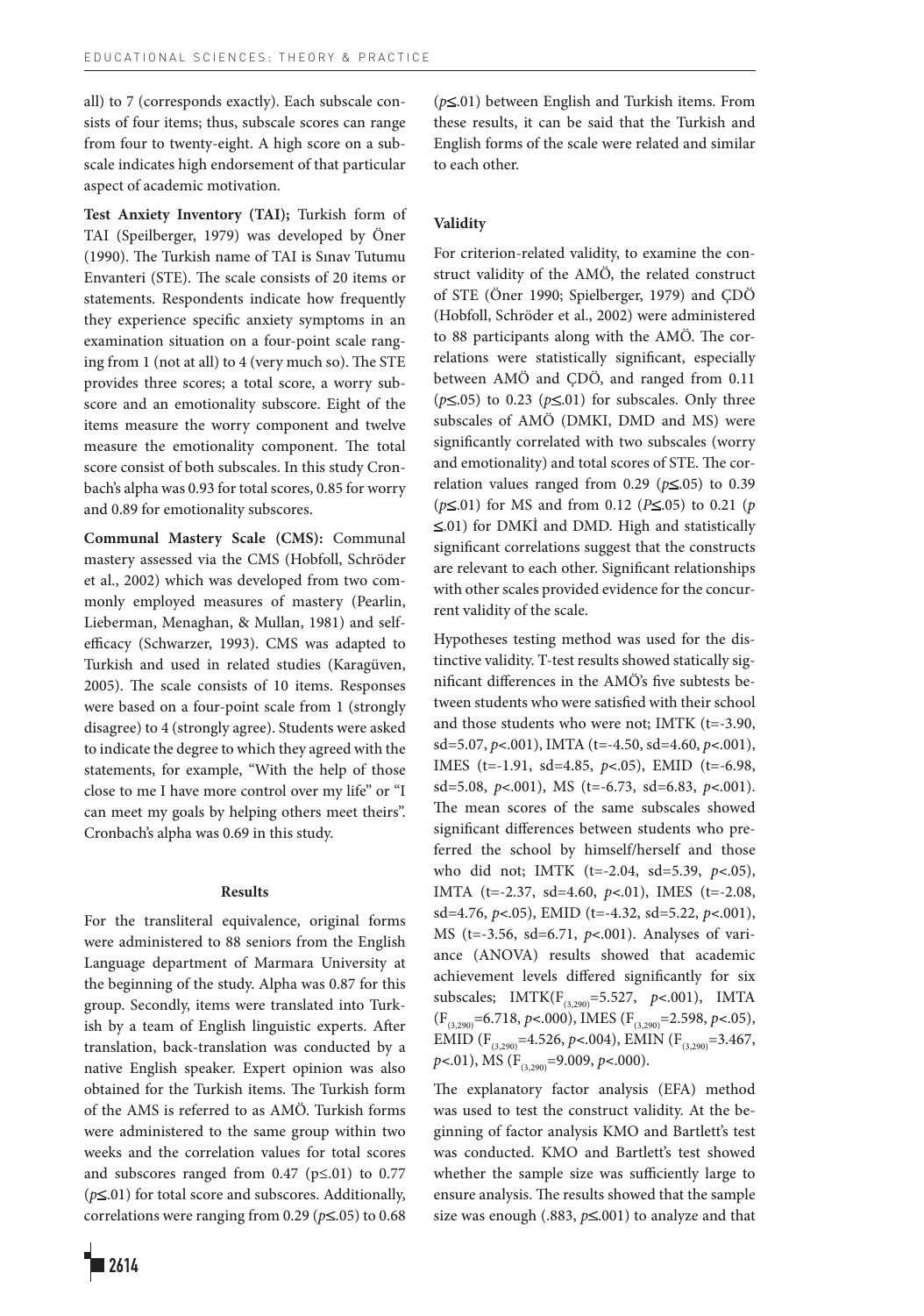all) to 7 (corresponds exactly). Each subscale consists of four items; thus, subscale scores can range from four to twenty-eight. A high score on a subscale indicates high endorsement of that particular aspect of academic motivation.

**Test Anxiety Inventory (TAI);** Turkish form of TAI (Speilberger, 1979) was developed by Öner (1990). The Turkish name of TAI is Sınav Tutumu Envanteri (STE). The scale consists of 20 items or statements. Respondents indicate how frequently they experience specific anxiety symptoms in an examination situation on a four-point scale ranging from 1 (not at all) to 4 (very much so). The STE provides three scores; a total score, a worry subscore and an emotionality subscore. Eight of the items measure the worry component and twelve measure the emotionality component. The total score consist of both subscales. In this study Cronbach's alpha was 0.93 for total scores, 0.85 for worry and 0.89 for emotionality subscores.

**Communal Mastery Scale (CMS):** Communal mastery assessed via the CMS (Hobfoll, Schröder et al., 2002) which was developed from two commonly employed measures of mastery (Pearlin, Lieberman, Menaghan, & Mullan, 1981) and self-efficacy (Schwarzer, 1993). CMS was adapted to Turkish and used in related studies (Karagüven, 2005). The scale consists of 10 items. Responses were based on a four-point scale from 1 (strongly disagree) to 4 (strongly agree). Students were asked to indicate the degree to which they agreed with the statements, for example, "With the help of those close to me I have more control over my life" or "I can meet my goals by helping others meet theirs". Cronbach's alpha was 0.69 in this study.

## Results

For the transliteral equivalence, original forms were administered to 88 seniors from the English Language department of Marmara University at the beginning of the study. Alpha was 0.87 for this group. Secondly, items were translated into Turkish by a team of English linguistic experts. After translation, back-translation was conducted by a native English speaker. Expert opinion was also obtained for the Turkish items. The Turkish form of the AMS is referred to as AMÖ. Turkish forms were administered to the same group within two weeks and the correlation values for total scores and subscores ranged from 0.47 ($p \leq .01$) to 0.77 ($p \leq .01$) for total score and subscores. Additionally, correlations were ranging from 0.29 ($p \leq .05$) to 0.68 ($p \leq .01$) between English and Turkish items. From these results, it can be said that the Turkish and English forms of the scale were related and similar to each other.

### Validity

For criterion-related validity, to examine the construct validity of the AMÖ, the related construct of STE (Öner 1990; Spielberger, 1979) and ÇDÖ (Hobfoll, Schröder et al., 2002) were administered to 88 participants along with the AMÖ. The correlations were statistically significant, especially between AMÖ and ÇDÖ, and ranged from 0.11 ($p \leq .05$) to 0.23 ($p \leq .01$) for subscales. Only three subscales of AMÖ (DMKI, DMD and MS) were significantly correlated with two subscales (worry and emotionality) and total scores of STE. The correlation values ranged from 0.29 ($p \leq .05$) to 0.39 ($p \leq .01$) for MS and from 0.12 ($P \leq .05$) to 0.21 ($p \leq .01$) for DMKİ and DMD. High and statistically significant correlations suggest that the constructs are relevant to each other. Significant relationships with other scales provided evidence for the concurrent validity of the scale.

Hypotheses testing method was used for the distinctive validity. T-test results showed statically significant differences in the AMÖ's five subtests between students who were satisfied with their school and those students who were not; IMTK (t=-3.90, sd=5.07, $p < .001$), IMTA (t=-4.50, sd=4.60, $p < .001$), IMES (t=-1.91, sd=4.85, $p < .05$), EMID (t=-6.98, sd=5.08, $p < .001$), MS (t=-6.73, sd=6.83, $p < .001$). The mean scores of the same subscales showed significant differences between students who preferred the school by himself/herself and those who did not; IMTK (t=-2.04, sd=5.39, $p < .05$), IMTA (t=-2.37, sd=4.60, $p < .01$), IMES (t=-2.08, sd=4.76, $p < .05$), EMID (t=-4.32, sd=5.22, $p < .001$), MS (t=-3.56, sd=6.71, $p < .001$). Analyses of variance (ANOVA) results showed that academic achievement levels differed significantly for six subscales; IMTK($F_{(3,290)}$=5.527, $p < .001$), IMTA ($F_{(3,290)}$=6.718, $p < .000$), IMES ($F_{(3,290)}$=2.598, $p < .05$), EMID ($F_{(3,290)}$=4.526, $p < .004$), EMIN ($F_{(3,290)}$=3.467, $p < .01$), MS ($F_{(3,290)}$=9.009, $p < .000$).

The explanatory factor analysis (EFA) method was used to test the construct validity. At the beginning of factor analysis KMO and Bartlett's test was conducted. KMO and Bartlett's test showed whether the sample size was sufficiently large to ensure analysis. The results showed that the sample size was enough (.883, $p \leq .001$) to analyze and that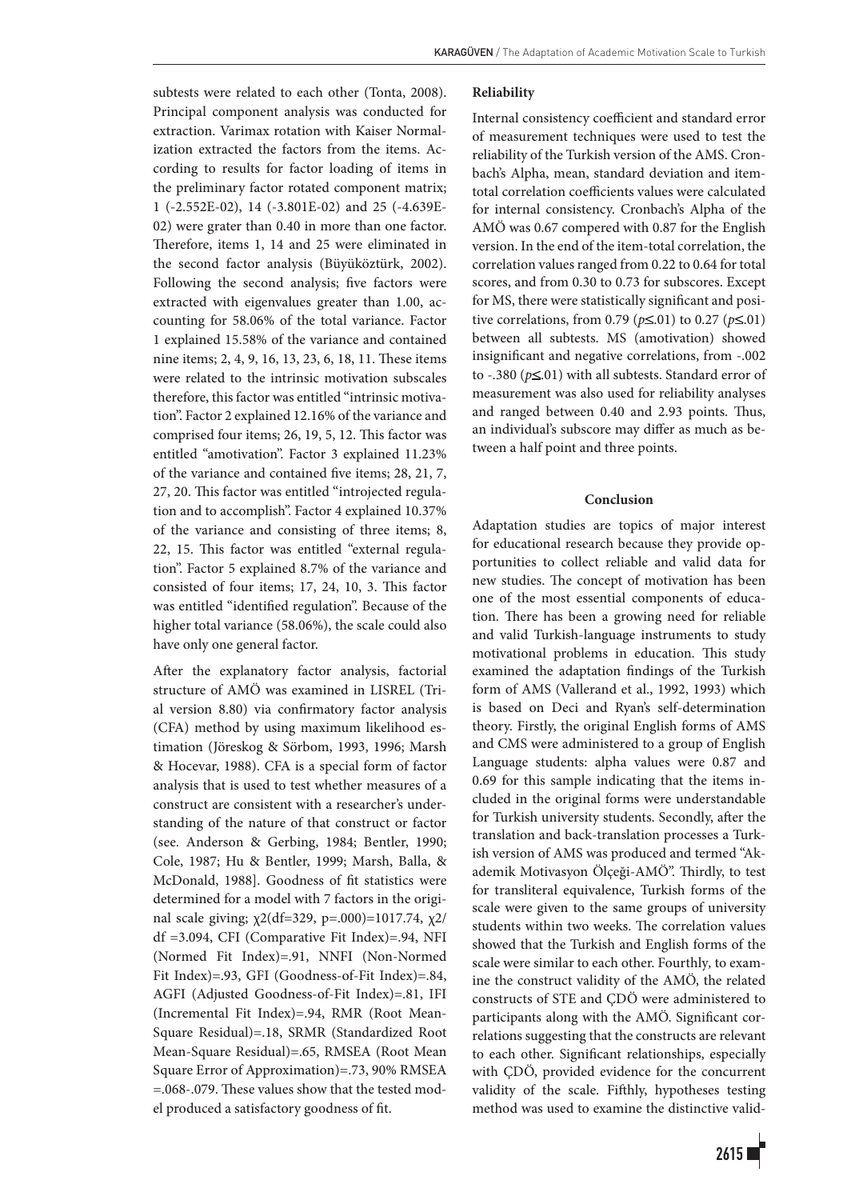subtests were related to each other (Tonta, 2008). Principal component analysis was conducted for extraction. Varimax rotation with Kaiser Normalization extracted the factors from the items. According to results for factor loading of items in the preliminary factor rotated component matrix; 1 (-2.552E-02), 14 (-3.801E-02) and 25 (-4.639E-02) were grater than 0.40 in more than one factor. Therefore, items 1, 14 and 25 were eliminated in the second factor analysis (Büyüköztürk, 2002). Following the second analysis; five factors were extracted with eigenvalues greater than 1.00, accounting for 58.06% of the total variance. Factor 1 explained 15.58% of the variance and contained nine items; 2, 4, 9, 16, 13, 23, 6, 18, 11. These items were related to the intrinsic motivation subscales therefore, this factor was entitled "intrinsic motivation". Factor 2 explained 12.16% of the variance and comprised four items; 26, 19, 5, 12. This factor was entitled "amotivation". Factor 3 explained 11.23% of the variance and contained five items; 28, 21, 7, 27, 20. This factor was entitled "introjected regulation and to accomplish". Factor 4 explained 10.37% of the variance and consisting of three items; 8, 22, 15. This factor was entitled "external regulation". Factor 5 explained 8.7% of the variance and consisted of four items; 17, 24, 10, 3. This factor was entitled "identified regulation". Because of the higher total variance (58.06%), the scale could also have only one general factor.

After the explanatory factor analysis, factorial structure of AMÖ was examined in LISREL (Trial version 8.80) via confirmatory factor analysis (CFA) method by using maximum likelihood estimation (Jöreskog & Sörbom, 1993, 1996; Marsh & Hocevar, 1988). CFA is a special form of factor analysis that is used to test whether measures of a construct are consistent with a researcher's understanding of the nature of that construct or factor (see. Anderson & Gerbing, 1984; Bentler, 1990; Cole, 1987; Hu & Bentler, 1999; Marsh, Balla, & McDonald, 1988]. Goodness of fit statistics were determined for a model with 7 factors in the original scale giving; $\chi2(df=329, p=.000)=1017.74$, $\chi2/df=3.094$, CFI (Comparative Fit Index)=.94, NFI (Normed Fit Index)=.91, NNFI (Non-Normed Fit Index)=.93, GFI (Goodness-of-Fit Index)=.84, AGFI (Adjusted Goodness-of-Fit Index)=.81, IFI (Incremental Fit Index)=.94, RMR (Root Mean-Square Residual)=.18, SRMR (Standardized Root Mean-Square Residual)=.65, RMSEA (Root Mean Square Error of Approximation)=.73, 90% RMSEA =.068-.079. These values show that the tested model produced a satisfactory goodness of fit.

**Reliability**

Internal consistency coefficient and standard error of measurement techniques were used to test the reliability of the Turkish version of the AMS. Cronbach's Alpha, mean, standard deviation and item-total correlation coefficients values were calculated for internal consistency. Cronbach's Alpha of the AMÖ was 0.67 compered with 0.87 for the English version. In the end of the item-total correlation, the correlation values ranged from 0.22 to 0.64 for total scores, and from 0.30 to 0.73 for subscores. Except for MS, there were statistically significant and positive correlations, from 0.79 ($p\leq.01$) to 0.27 ($p\leq.01$) between all subtests. MS (amotivation) showed insignificant and negative correlations, from -.002 to -.380 ($p\leq.01$) with all subtests. Standard error of measurement was also used for reliability analyses and ranged between 0.40 and 2.93 points. Thus, an individual's subscore may differ as much as between a half point and three points.

## Conclusion

Adaptation studies are topics of major interest for educational research because they provide opportunities to collect reliable and valid data for new studies. The concept of motivation has been one of the most essential components of education. There has been a growing need for reliable and valid Turkish-language instruments to study motivational problems in education. This study examined the adaptation findings of the Turkish form of AMS (Vallerand et al., 1992, 1993) which is based on Deci and Ryan's self-determination theory. Firstly, the original English forms of AMS and CMS were administered to a group of English Language students: alpha values were 0.87 and 0.69 for this sample indicating that the items included in the original forms were understandable for Turkish university students. Secondly, after the translation and back-translation processes a Turkish version of AMS was produced and termed "Akademik Motivasyon Ölçeği-AMÖ". Thirdly, to test for transliteral equivalence, Turkish forms of the scale were given to the same groups of university students within two weeks. The correlation values showed that the Turkish and English forms of the scale were similar to each other. Fourthly, to examine the construct validity of the AMÖ, the related constructs of STE and ÇDÖ were administered to participants along with the AMÖ. Significant correlations suggesting that the constructs are relevant to each other. Significant relationships, especially with ÇDÖ, provided evidence for the concurrent validity of the scale. Fifthly, hypotheses testing method was used to examine the distinctive valid-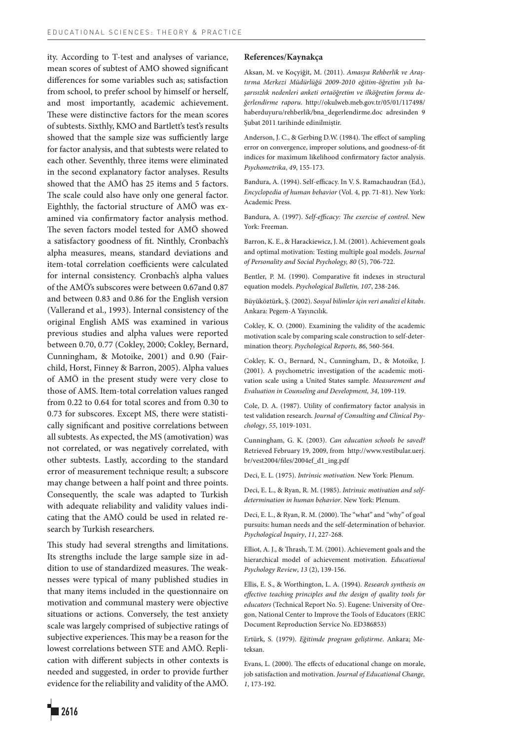ity. According to T-test and analyses of variance, mean scores of subtest of AMO showed significant differences for some variables such as; satisfaction from school, to prefer school by himself or herself, and most importantly, academic achievement. These were distinctive factors for the mean scores of subtests. Sixthly, KMO and Bartlett's test's results showed that the sample size was sufficiently large for factor analysis, and that subtests were related to each other. Seventhly, three items were eliminated in the second explanatory factor analyses. Results showed that the AMÖ has 25 items and 5 factors. The scale could also have only one general factor. Eighthly, the factorial structure of AMÖ was examined via confirmatory factor analysis method. The seven factors model tested for AMÖ showed a satisfactory goodness of fit. Ninthly, Cronbach's alpha measures, means, standard deviations and item-total correlation coefficients were calculated for internal consistency. Cronbach's alpha values of the AMÖ's subscores were between 0.67and 0.87 and between 0.83 and 0.86 for the English version (Vallerand et al., 1993). Internal consistency of the original English AMS was examined in various previous studies and alpha values were reported between 0.70, 0.77 (Cokley, 2000; Cokley, Bernard, Cunningham, & Motoike, 2001) and 0.90 (Fairchild, Horst, Finney & Barron, 2005). Alpha values of AMÖ in the present study were very close to those of AMS. Item-total correlation values ranged from 0.22 to 0.64 for total scores and from 0.30 to 0.73 for subscores. Except MS, there were statistically significant and positive correlations between all subtests. As expected, the MS (amotivation) was not correlated, or was negatively correlated, with other subtests. Lastly, according to the standard error of measurement technique result; a subscore may change between a half point and three points. Consequently, the scale was adapted to Turkish with adequate reliability and validity values indicating that the AMÖ could be used in related research by Turkish researchers.

This study had several strengths and limitations. Its strengths include the large sample size in addition to use of standardized measures. The weaknesses were typical of many published studies in that many items included in the questionnaire on motivation and communal mastery were objective situations or actions. Conversely, the test anxiety scale was largely comprised of subjective ratings of subjective experiences. This may be a reason for the lowest correlations between STE and AMÖ. Replication with different subjects in other contexts is needed and suggested, in order to provide further evidence for the reliability and validity of the AMÖ.

## References/Kaynakça

Aksan, M. ve Koçyiğit, M. (2011). *Amasya Rehberlik ve Araştırma Merkezi Müdürlüğü 2009-2010 eğitim-öğretim yılı başarısızlık nedenleri anketi ortaöğretim ve ilköğretim formu değerlendirme raporu*. http://okulweb.meb.gov.tr/05/01/117498/haberduyuru/rehberlik/bna_degerlendirme.doc adresinden 9 Şubat 2011 tarihinde edinilmiştir.

Anderson, J. C., & Gerbing D.W. (1984). The effect of sampling error on convergence, improper solutions, and goodness-of-fit indices for maximum likelihood confirmatory factor analysis. *Psychometrika*, *49*, 155-173.

Bandura, A. (1994). Self-efficacy. In V. S. Ramachaudran (Ed.), *Encyclopedia of human behavior* (Vol. 4, pp. 71-81). New York: Academic Press.

Bandura, A. (1997). *Self-efficacy: The exercise of control*. New York: Freeman.

Barron, K. E., & Harackiewicz, J. M. (2001). Achievement goals and optimal motivation: Testing multiple goal models. *Journal of Personality and Social Psychology, 80* (5), 706-722.

Bentler, P. M. (1990). Comparative fit indexes in structural equation models. *Psychological Bulletin, 107*, 238-246.

Büyüköztürk, Ş. (2002). *Sosyal bilimler için veri analizi el kitabı*. Ankara: Pegem-A Yayıncılık.

Cokley, K. O. (2000). Examining the validity of the academic motivation scale by comparing scale construction to self-determination theory. *Psychological Reports, 86*, 560-564.

Cokley, K. O., Bernard, N., Cunningham, D., & Motoike, J. (2001). A psychometric investigation of the academic motivation scale using a United States sample. *Measurement and Evaluation in Counseling and Development, 34*, 109-119.

Cole, D. A. (1987). Utility of confirmatory factor analysis in test validation research. *Journal of Consulting and Clinical Psychology*, *55*, 1019-1031.

Cunningham, G. K. (2003). *Can education schools be saved?* Retrieved February 19, 2009, from http://www.vestibular.uerj.br/vest2004/files/2004ef_d1_ing.pdf

Deci, E. L. (1975). *Intrinsic motivation*. New York: Plenum.

Deci, E. L., & Ryan, R. M. (1985). *Intrinsic motivation and self-determination in human behavior*. New York: Plenum.

Deci, E. L., & Ryan, R. M. (2000). The "what" and "why" of goal pursuits: human needs and the self-determination of behavior. *Psychological Inquiry*, *11*, 227-268.

Elliot, A. J., & Thrash, T. M. (2001). Achievement goals and the hierarchical model of achievement motivation. *Educational Psychology Review*, *13* (2), 139-156.

Ellis, E. S., & Worthington, L. A. (1994). *Research synthesis on effective teaching principles and the design of quality tools for educators* (Technical Report No. 5). Eugene: University of Oregon, National Center to Improve the Tools of Educators (ERIC Document Reproduction Service No. ED386853)

Ertürk, S. (1979). *Eğitimde program geliştirme*. Ankara; Meteksan.

Evans, L. (2000). The effects of educational change on morale, job satisfaction and motivation. *Journal of Educational Change, 1*, 173-192.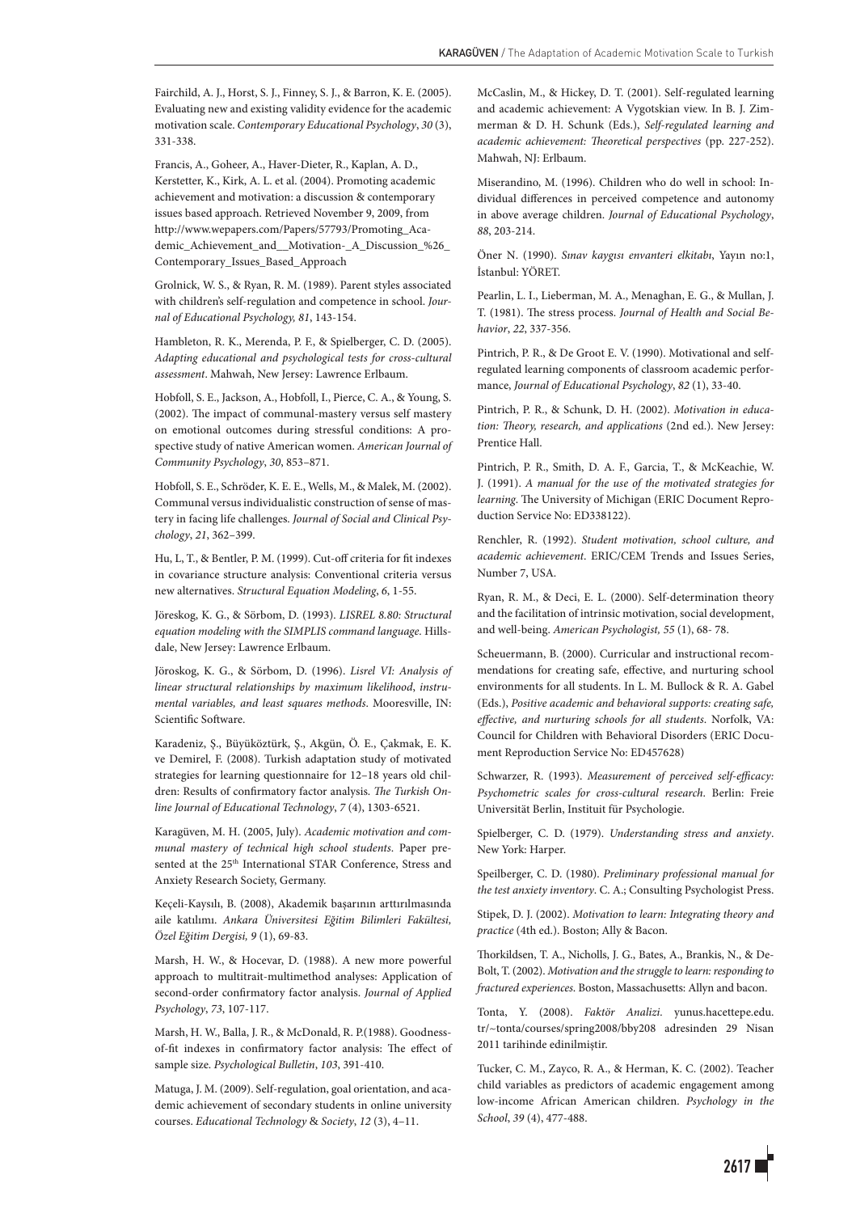Fairchild, A. J., Horst, S. J., Finney, S. J., & Barron, K. E. (2005). Evaluating new and existing validity evidence for the academic motivation scale. *Contemporary Educational Psychology*, *30* (3), 331-338.

Francis, A., Goheer, A., Haver-Dieter, R., Kaplan, A. D., Kerstetter, K., Kirk, A. L. et al. (2004). Promoting academic achievement and motivation: a discussion & contemporary issues based approach. Retrieved November 9, 2009, from http://www.wepapers.com/Papers/57793/Promoting_Academic_Achievement_and__Motivation-_A_Discussion_%26_Contemporary_Issues_Based_Approach

Grolnick, W. S., & Ryan, R. M. (1989). Parent styles associated with children's self-regulation and competence in school. *Journal of Educational Psychology, 81*, 143-154.

Hambleton, R. K., Merenda, P. F., & Spielberger, C. D. (2005). *Adapting educational and psychological tests for cross-cultural assessment*. Mahwah, New Jersey: Lawrence Erlbaum.

Hobfoll, S. E., Jackson, A., Hobfoll, I., Pierce, C. A., & Young, S. (2002). The impact of communal-mastery versus self mastery on emotional outcomes during stressful conditions: A prospective study of native American women. *American Journal of Community Psychology*, *30*, 853–871.

Hobfoll, S. E., Schröder, K. E. E., Wells, M., & Malek, M. (2002). Communal versus individualistic construction of sense of mastery in facing life challenges. *Journal of Social and Clinical Psychology*, *21*, 362–399.

Hu, L, T., & Bentler, P. M. (1999). Cut-off criteria for fit indexes in covariance structure analysis: Conventional criteria versus new alternatives. *Structural Equation Modeling*, *6*, 1-55.

Jöreskog, K. G., & Sörbom, D. (1993). *LISREL 8.80: Structural equation modeling with the SIMPLIS command language*. Hillsdale, New Jersey: Lawrence Erlbaum.

Jöroskog, K. G., & Sörbom, D. (1996). *Lisrel VI: Analysis of linear structural relationships by maximum likelihood, instrumental variables, and least squares methods*. Mooresville, IN: Scientific Software.

Karadeniz, Ş., Büyüköztürk, Ş., Akgün, Ö. E., Çakmak, E. K. ve Demirel, F. (2008). Turkish adaptation study of motivated strategies for learning questionnaire for 12–18 years old children: Results of confirmatory factor analysis. *The Turkish Online Journal of Educational Technology*, *7* (4), 1303-6521.

Karagüven, M. H. (2005, July). *Academic motivation and communal mastery of technical high school students*. Paper presented at the 25th International STAR Conference, Stress and Anxiety Research Society, Germany.

Keçeli-Kaysılı, B. (2008), Akademik başarının arttırılmasında aile katılımı. *Ankara Üniversitesi Eğitim Bilimleri Fakültesi, Özel Eğitim Dergisi, 9* (1), 69-83.

Marsh, H. W., & Hocevar, D. (1988). A new more powerful approach to multitrait-multimethod analyses: Application of second-order confirmatory factor analysis. *Journal of Applied Psychology*, *73*, 107-117.

Marsh, H. W., Balla, J. R., & McDonald, R. P.(1988). Goodness-of-fit indexes in confirmatory factor analysis: The effect of sample size. *Psychological Bulletin*, *103*, 391-410.

Matuga, J. M. (2009). Self-regulation, goal orientation, and academic achievement of secondary students in online university courses. *Educational Technology* & *Society*, *12* (3), 4–11.

McCaslin, M., & Hickey, D. T. (2001). Self-regulated learning and academic achievement: A Vygotskian view. In B. J. Zimmerman & D. H. Schunk (Eds.), *Self-regulated learning and academic achievement: Theoretical perspectives* (pp. 227-252). Mahwah, NJ: Erlbaum.

Miserandino, M. (1996). Children who do well in school: Individual differences in perceived competence and autonomy in above average children. *Journal of Educational Psychology*, *88*, 203-214.

Öner N. (1990). *Sınav kaygısı envanteri elkitabı*, Yayın no:1, İstanbul: YÖRET.

Pearlin, L. I., Lieberman, M. A., Menaghan, E. G., & Mullan, J. T. (1981). The stress process. *Journal of Health and Social Behavior*, *22*, 337-356.

Pintrich, P. R., & De Groot E. V. (1990). Motivational and self-regulated learning components of classroom academic performance, *Journal of Educational Psychology*, *82* (1), 33-40.

Pintrich, P. R., & Schunk, D. H. (2002). *Motivation in education: Theory, research, and applications* (2nd ed.). New Jersey: Prentice Hall.

Pintrich, P. R., Smith, D. A. F., Garcia, T., & McKeachie, W. J. (1991). *A manual for the use of the motivated strategies for learning*. The University of Michigan (ERIC Document Reproduction Service No: ED338122).

Renchler, R. (1992). *Student motivation, school culture, and academic achievement*. ERIC/CEM Trends and Issues Series, Number 7, USA.

Ryan, R. M., & Deci, E. L. (2000). Self-determination theory and the facilitation of intrinsic motivation, social development, and well-being. *American Psychologist, 55* (1), 68- 78.

Scheuermann, B. (2000). Curricular and instructional recommendations for creating safe, effective, and nurturing school environments for all students. In L. M. Bullock & R. A. Gabel (Eds.), *Positive academic and behavioral supports: creating safe, effective, and nurturing schools for all students*. Norfolk, VA: Council for Children with Behavioral Disorders (ERIC Document Reproduction Service No: ED457628)

Schwarzer, R. (1993). *Measurement of perceived self-efficacy: Psychometric scales for cross-cultural research*. Berlin: Freie Universität Berlin, Instituit für Psychologie.

Spielberger, C. D. (1979). *Understanding stress and anxiety*. New York: Harper.

Speilberger, C. D. (1980). *Preliminary professional manual for the test anxiety inventory*. C. A.; Consulting Psychologist Press.

Stipek, D. J. (2002). *Motivation to learn: Integrating theory and practice* (4th ed.). Boston; Ally & Bacon.

Thorkildsen, T. A., Nicholls, J. G., Bates, A., Brankis, N., & DeBolt, T. (2002). *Motivation and the struggle to learn: responding to fractured experiences*. Boston, Massachusetts: Allyn and bacon.

Tonta, Y. (2008). *Faktör Analizi.* yunus.hacettepe.edu.tr/~tonta/courses/spring2008/bby208 adresinden 29 Nisan 2011 tarihinde edinilmiştir.

Tucker, C. M., Zayco, R. A., & Herman, K. C. (2002). Teacher child variables as predictors of academic engagement among low-income African American children. *Psychology in the School*, *39* (4), 477-488.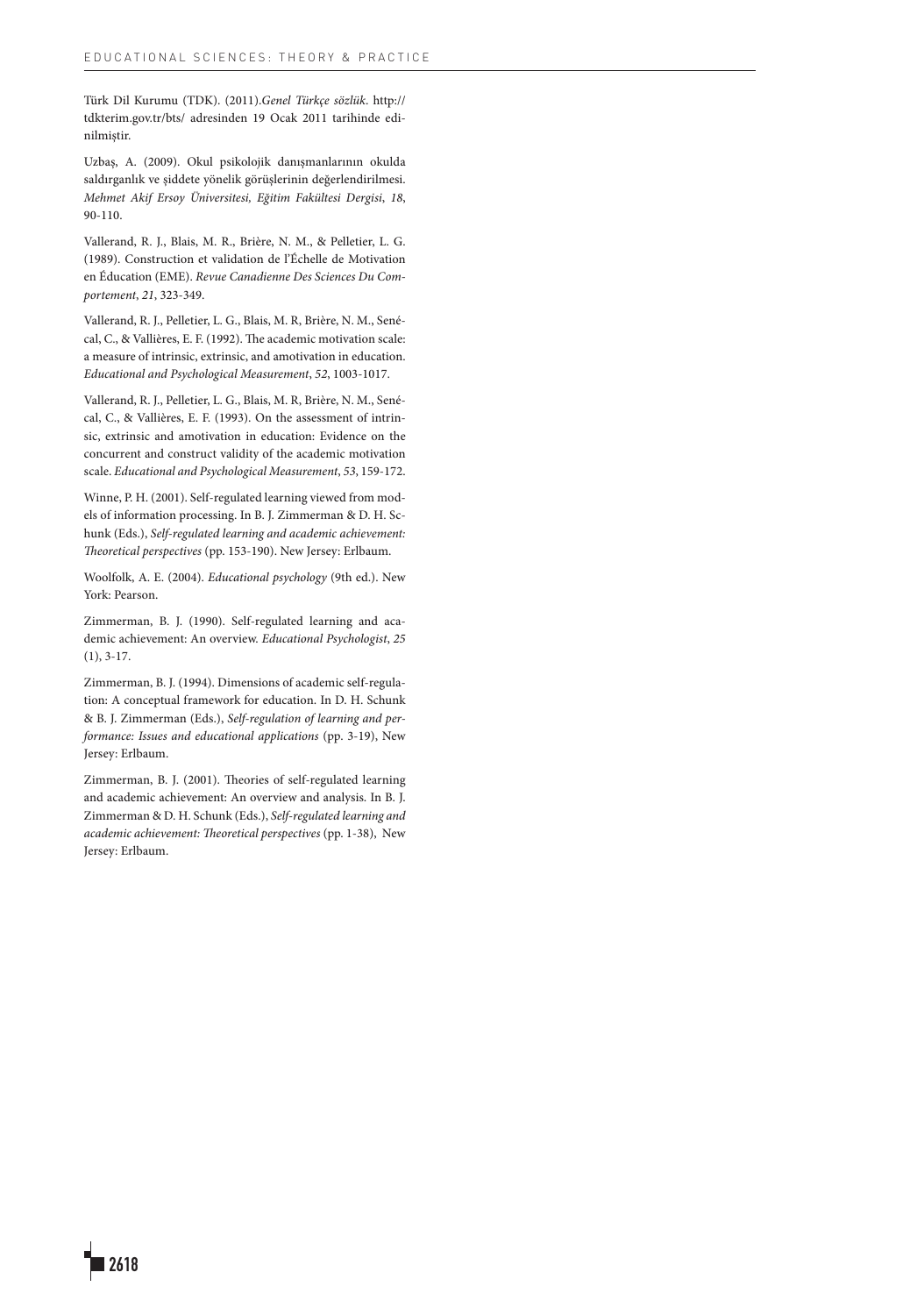Türk Dil Kurumu (TDK). (2011).*Genel Türkçe sözlük*. http://tdkterim.gov.tr/bts/ adresinden 19 Ocak 2011 tarihinde edinilmiştir.

Uzbaş, A. (2009). Okul psikolojik danışmanlarının okulda saldırganlık ve şiddete yönelik görüşlerinin değerlendirilmesi. *Mehmet Akif Ersoy Üniversitesi, Eğitim Fakültesi Dergisi*, *18*, 90-110.

Vallerand, R. J., Blais, M. R., Brière, N. M., & Pelletier, L. G. (1989). Construction et validation de l'Échelle de Motivation en Éducation (EME). *Revue Canadienne Des Sciences Du Comportement*, *21*, 323-349.

Vallerand, R. J., Pelletier, L. G., Blais, M. R, Brière, N. M., Senécal, C., & Vallières, E. F. (1992). The academic motivation scale: a measure of intrinsic, extrinsic, and amotivation in education. *Educational and Psychological Measurement*, *52*, 1003-1017.

Vallerand, R. J., Pelletier, L. G., Blais, M. R, Brière, N. M., Senécal, C., & Vallières, E. F. (1993). On the assessment of intrinsic, extrinsic and amotivation in education: Evidence on the concurrent and construct validity of the academic motivation scale. *Educational and Psychological Measurement*, *53*, 159-172.

Winne, P. H. (2001). Self-regulated learning viewed from models of information processing. In B. J. Zimmerman & D. H. Schunk (Eds.), *Self-regulated learning and academic achievement: Theoretical perspectives* (pp. 153-190). New Jersey: Erlbaum.

Woolfolk, A. E. (2004). *Educational psychology* (9th ed.). New York: Pearson.

Zimmerman, B. J. (1990). Self-regulated learning and academic achievement: An overview. *Educational Psychologist*, *25* (1), 3-17.

Zimmerman, B. J. (1994). Dimensions of academic self-regulation: A conceptual framework for education. In D. H. Schunk & B. J. Zimmerman (Eds.), *Self-regulation of learning and performance: Issues and educational applications* (pp. 3-19), New Jersey: Erlbaum.

Zimmerman, B. J. (2001). Theories of self-regulated learning and academic achievement: An overview and analysis. In B. J. Zimmerman & D. H. Schunk (Eds.), *Self-regulated learning and academic achievement: Theoretical perspectives* (pp. 1-38), New Jersey: Erlbaum.